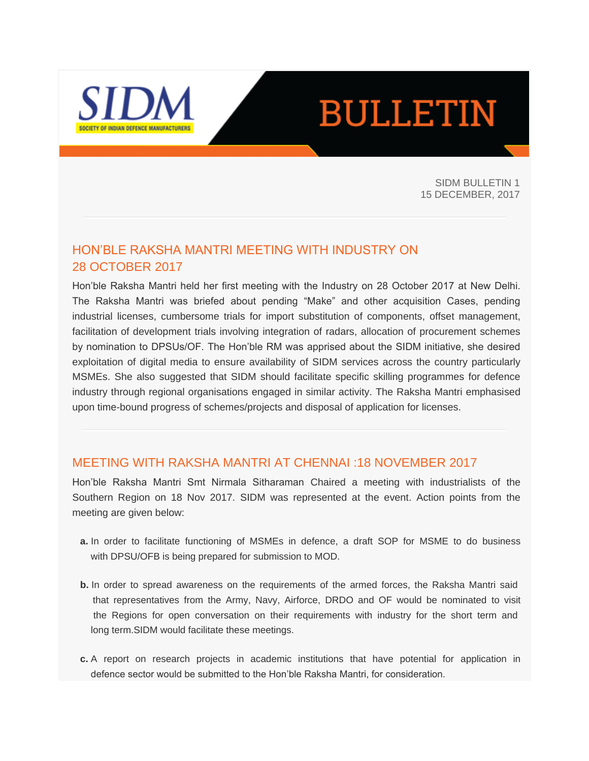# SIDM BULLETIN

SOCIETY OF INDIAN DEFENCE MANUFACTURERS

SIDM BULLETIN 1
15 DECEMBER, 2017

---

## HON'BLE RAKSHA MANTRI MEETING WITH INDUSTRY ON 28 OCTOBER 2017

Hon'ble Raksha Mantri held her first meeting with the Industry on 28 October 2017 at New Delhi. The Raksha Mantri was briefed about pending "Make" and other acquisition Cases, pending industrial licenses, cumbersome trials for import substitution of components, offset management, facilitation of development trials involving integration of radars, allocation of procurement schemes by nomination to DPSUs/OF. The Hon'ble RM was apprised about the SIDM initiative, she desired exploitation of digital media to ensure availability of SIDM services across the country particularly MSMEs. She also suggested that SIDM should facilitate specific skilling programmes for defence industry through regional organisations engaged in similar activity. The Raksha Mantri emphasised upon time-bound progress of schemes/projects and disposal of application for licenses.

---

## MEETING WITH RAKSHA MANTRI AT CHENNAI :18 NOVEMBER 2017

Hon'ble Raksha Mantri Smt Nirmala Sitharaman Chaired a meeting with industrialists of the Southern Region on 18 Nov 2017. SIDM was represented at the event. Action points from the meeting are given below:

**a.** In order to facilitate functioning of MSMEs in defence, a draft SOP for MSME to do business with DPSU/OFB is being prepared for submission to MOD.

**b.** In order to spread awareness on the requirements of the armed forces, the Raksha Mantri said that representatives from the Army, Navy, Airforce, DRDO and OF would be nominated to visit the Regions for open conversation on their requirements with industry for the short term and long term.SIDM would facilitate these meetings.

**c.** A report on research projects in academic institutions that have potential for application in defence sector would be submitted to the Hon'ble Raksha Mantri, for consideration.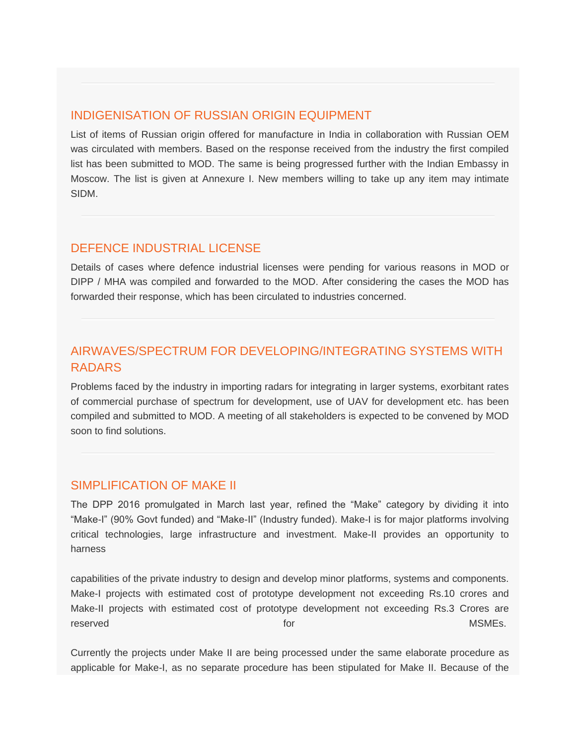---

## INDIGENISATION OF RUSSIAN ORIGIN EQUIPMENT

List of items of Russian origin offered for manufacture in India in collaboration with Russian OEM was circulated with members. Based on the response received from the industry the first compiled list has been submitted to MOD. The same is being progressed further with the Indian Embassy in Moscow. The list is given at Annexure I. New members willing to take up any item may intimate SIDM.

---

## DEFENCE INDUSTRIAL LICENSE

Details of cases where defence industrial licenses were pending for various reasons in MOD or DIPP / MHA was compiled and forwarded to the MOD. After considering the cases the MOD has forwarded their response, which has been circulated to industries concerned.

---

## AIRWAVES/SPECTRUM FOR DEVELOPING/INTEGRATING SYSTEMS WITH RADARS

Problems faced by the industry in importing radars for integrating in larger systems, exorbitant rates of commercial purchase of spectrum for development, use of UAV for development etc. has been compiled and submitted to MOD. A meeting of all stakeholders is expected to be convened by MOD soon to find solutions.

---

## SIMPLIFICATION OF MAKE II

The DPP 2016 promulgated in March last year, refined the "Make" category by dividing it into "Make-I" (90% Govt funded) and "Make-II" (Industry funded). Make-I is for major platforms involving critical technologies, large infrastructure and investment. Make-II provides an opportunity to harness

capabilities of the private industry to design and develop minor platforms, systems and components. Make-I projects with estimated cost of prototype development not exceeding Rs.10 crores and Make-II projects with estimated cost of prototype development not exceeding Rs.3 Crores are reserved for MSMEs.

Currently the projects under Make II are being processed under the same elaborate procedure as applicable for Make-I, as no separate procedure has been stipulated for Make II. Because of the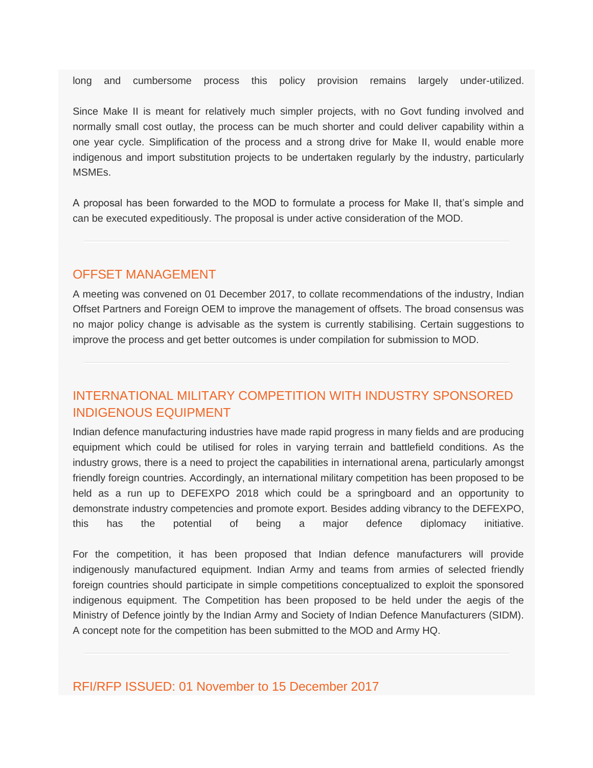long and cumbersome process this policy provision remains largely under-utilized.

Since Make II is meant for relatively much simpler projects, with no Govt funding involved and normally small cost outlay, the process can be much shorter and could deliver capability within a one year cycle. Simplification of the process and a strong drive for Make II, would enable more indigenous and import substitution projects to be undertaken regularly by the industry, particularly MSMEs.

A proposal has been forwarded to the MOD to formulate a process for Make II, that's simple and can be executed expeditiously. The proposal is under active consideration of the MOD.

---

## OFFSET MANAGEMENT

A meeting was convened on 01 December 2017, to collate recommendations of the industry, Indian Offset Partners and Foreign OEM to improve the management of offsets. The broad consensus was no major policy change is advisable as the system is currently stabilising. Certain suggestions to improve the process and get better outcomes is under compilation for submission to MOD.

---

## INTERNATIONAL MILITARY COMPETITION WITH INDUSTRY SPONSORED INDIGENOUS EQUIPMENT

Indian defence manufacturing industries have made rapid progress in many fields and are producing equipment which could be utilised for roles in varying terrain and battlefield conditions. As the industry grows, there is a need to project the capabilities in international arena, particularly amongst friendly foreign countries. Accordingly, an international military competition has been proposed to be held as a run up to DEFEXPO 2018 which could be a springboard and an opportunity to demonstrate industry competencies and promote export. Besides adding vibrancy to the DEFEXPO, this has the potential of being a major defence diplomacy initiative.

For the competition, it has been proposed that Indian defence manufacturers will provide indigenously manufactured equipment. Indian Army and teams from armies of selected friendly foreign countries should participate in simple competitions conceptualized to exploit the sponsored indigenous equipment. The Competition has been proposed to be held under the aegis of the Ministry of Defence jointly by the Indian Army and Society of Indian Defence Manufacturers (SIDM). A concept note for the competition has been submitted to the MOD and Army HQ.

---

## RFI/RFP ISSUED: 01 November to 15 December 2017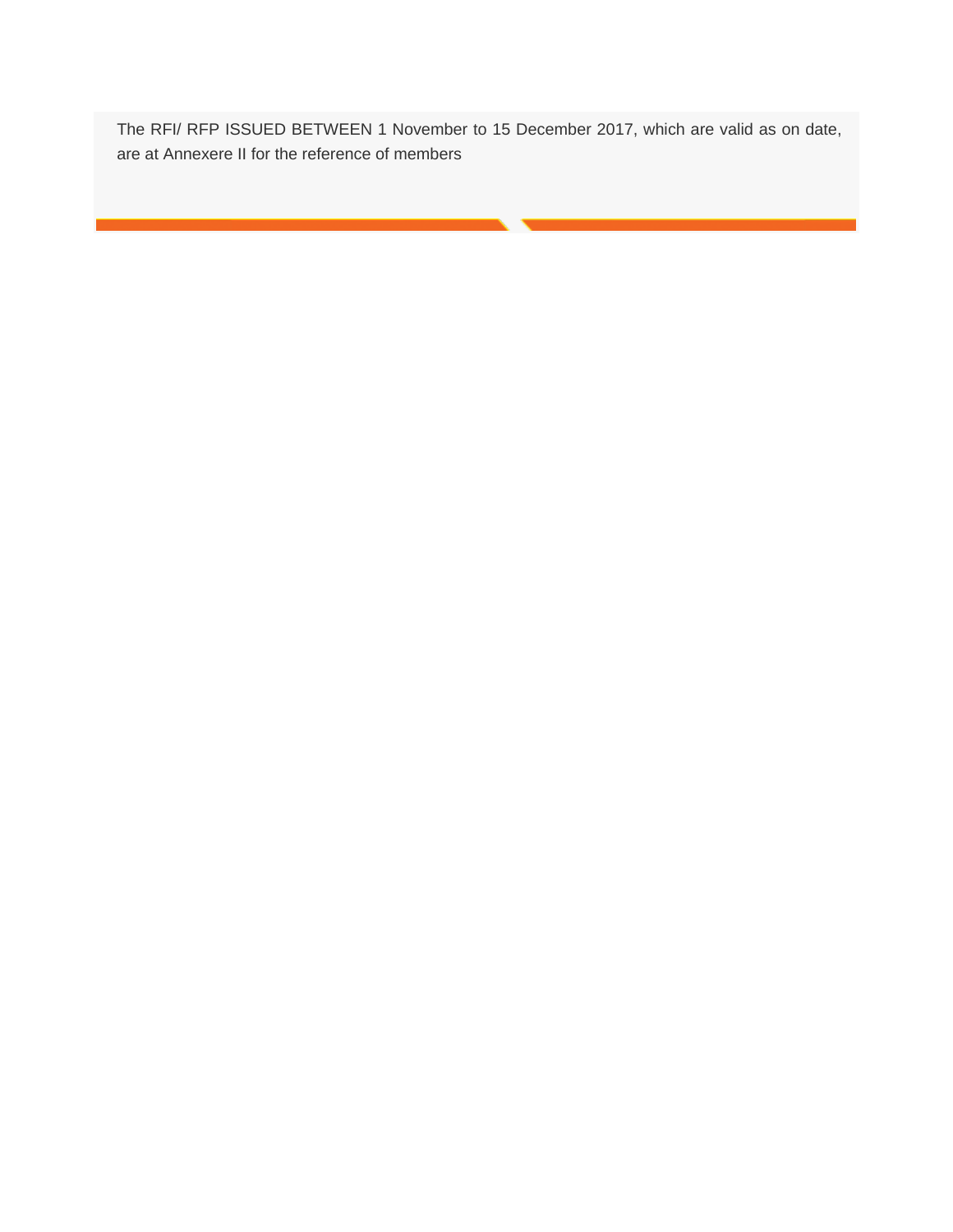The RFI/ RFP ISSUED BETWEEN 1 November to 15 December 2017, which are valid as on date, are at Annexere II for the reference of members